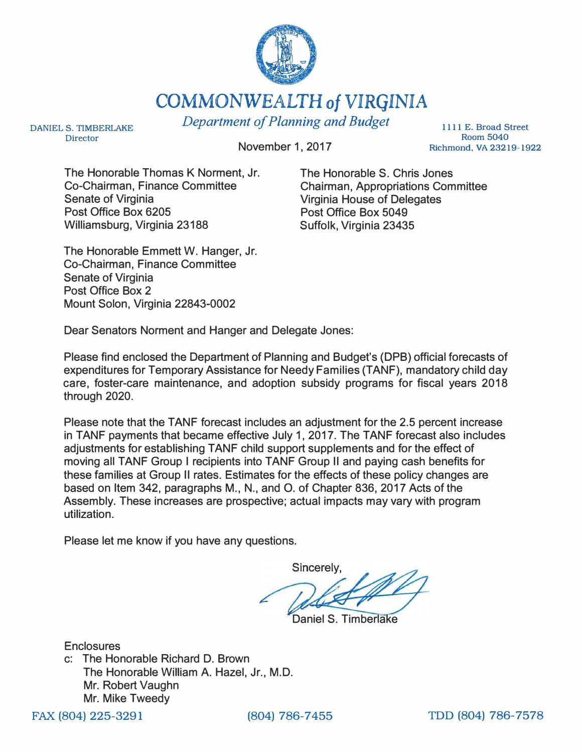# COMMONWEALTH *of* VIRGINIA

*Department of Planning and Budget*

DANIEL S. TIMBERLAKE
Director

1111 E. Broad Street
Room 5040
Richmond, VA 23219-1922

November 1, 2017

The Honorable Thomas K Norment, Jr.
Co-Chairman, Finance Committee
Senate of Virginia
Post Office Box 6205
Williamsburg, Virginia 23188

The Honorable S. Chris Jones
Chairman, Appropriations Committee
Virginia House of Delegates
Post Office Box 5049
Suffolk, Virginia 23435

The Honorable Emmett W. Hanger, Jr.
Co-Chairman, Finance Committee
Senate of Virginia
Post Office Box 2
Mount Solon, Virginia 22843-0002

Dear Senators Norment and Hanger and Delegate Jones:

Please find enclosed the Department of Planning and Budget's (DPB) official forecasts of expenditures for Temporary Assistance for Needy Families (TANF), mandatory child day care, foster-care maintenance, and adoption subsidy programs for fiscal years 2018 through 2020.

Please note that the TANF forecast includes an adjustment for the 2.5 percent increase in TANF payments that became effective July 1, 2017. The TANF forecast also includes adjustments for establishing TANF child support supplements and for the effect of moving all TANF Group I recipients into TANF Group II and paying cash benefits for these families at Group II rates. Estimates for the effects of these policy changes are based on Item 342, paragraphs M., N., and O. of Chapter 836, 2017 Acts of the Assembly. These increases are prospective; actual impacts may vary with program utilization.

Please let me know if you have any questions.

Sincerely,

Daniel S. Timberlake

Enclosures

c: The Honorable Richard D. Brown
The Honorable William A. Hazel, Jr., M.D.
Mr. Robert Vaughn
Mr. Mike Tweedy

FAX (804) 225-3291 (804) 786-7455 TDD (804) 786-7578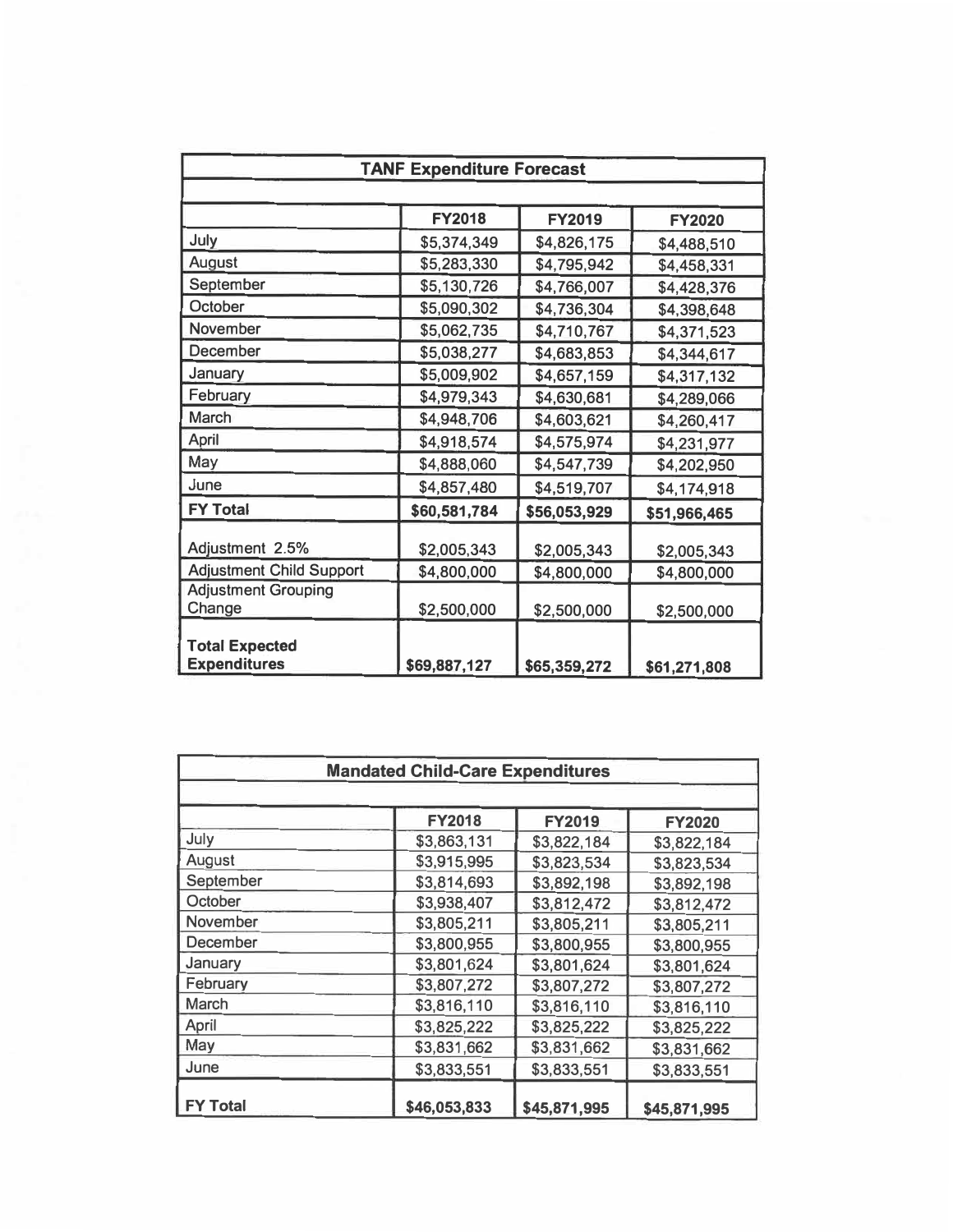| TANF Expenditure Forecast | | | |
|---|---|---|---|
| | FY2018 | FY2019 | FY2020 |
| July | $5,374,349 | $4,826,175 | $4,488,510 |
| August | $5,283,330 | $4,795,942 | $4,458,331 |
| September | $5,130,726 | $4,766,007 | $4,428,376 |
| October | $5,090,302 | $4,736,304 | $4,398,648 |
| November | $5,062,735 | $4,710,767 | $4,371,523 |
| December | $5,038,277 | $4,683,853 | $4,344,617 |
| January | $5,009,902 | $4,657,159 | $4,317,132 |
| February | $4,979,343 | $4,630,681 | $4,289,066 |
| March | $4,948,706 | $4,603,621 | $4,260,417 |
| April | $4,918,574 | $4,575,974 | $4,231,977 |
| May | $4,888,060 | $4,547,739 | $4,202,950 |
| June | $4,857,480 | $4,519,707 | $4,174,918 |
| **FY Total** | **$60,581,784** | **$56,053,929** | **$51,966,465** |
| Adjustment 2.5% | $2,005,343 | $2,005,343 | $2,005,343 |
| Adjustment Child Support | $4,800,000 | $4,800,000 | $4,800,000 |
| Adjustment Grouping Change | $2,500,000 | $2,500,000 | $2,500,000 |
| **Total Expected Expenditures** | **$69,887,127** | **$65,359,272** | **$61,271,808** |

| Mandated Child-Care Expenditures | | | |
|---|---|---|---|
| | FY2018 | FY2019 | FY2020 |
| July | $3,863,131 | $3,822,184 | $3,822,184 |
| August | $3,915,995 | $3,823,534 | $3,823,534 |
| September | $3,814,693 | $3,892,198 | $3,892,198 |
| October | $3,938,407 | $3,812,472 | $3,812,472 |
| November | $3,805,211 | $3,805,211 | $3,805,211 |
| December | $3,800,955 | $3,800,955 | $3,800,955 |
| January | $3,801,624 | $3,801,624 | $3,801,624 |
| February | $3,807,272 | $3,807,272 | $3,807,272 |
| March | $3,816,110 | $3,816,110 | $3,816,110 |
| April | $3,825,222 | $3,825,222 | $3,825,222 |
| May | $3,831,662 | $3,831,662 | $3,831,662 |
| June | $3,833,551 | $3,833,551 | $3,833,551 |
| **FY Total** | **$46,053,833** | **$45,871,995** | **$45,871,995** |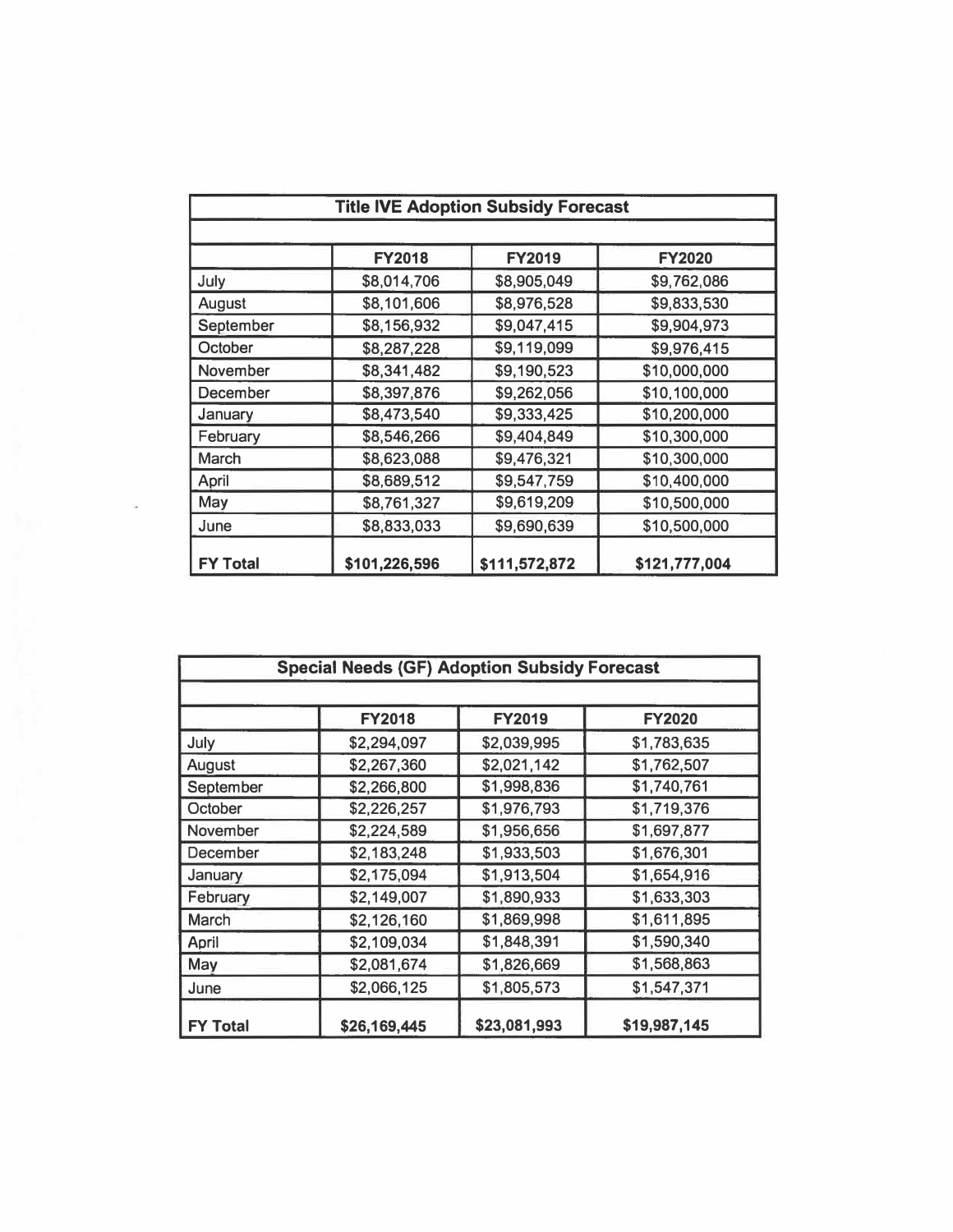| Title IVE Adoption Subsidy Forecast | | | |
|---|---|---|---|
| | FY2018 | FY2019 | FY2020 |
| July | $8,014,706 | $8,905,049 | $9,762,086 |
| August | $8,101,606 | $8,976,528 | $9,833,530 |
| September | $8,156,932 | $9,047,415 | $9,904,973 |
| October | $8,287,228 | $9,119,099 | $9,976,415 |
| November | $8,341,482 | $9,190,523 | $10,000,000 |
| December | $8,397,876 | $9,262,056 | $10,100,000 |
| January | $8,473,540 | $9,333,425 | $10,200,000 |
| February | $8,546,266 | $9,404,849 | $10,300,000 |
| March | $8,623,088 | $9,476,321 | $10,300,000 |
| April | $8,689,512 | $9,547,759 | $10,400,000 |
| May | $8,761,327 | $9,619,209 | $10,500,000 |
| June | $8,833,033 | $9,690,639 | $10,500,000 |
| **FY Total** | **$101,226,596** | **$111,572,872** | **$121,777,004** |

| Special Needs (GF) Adoption Subsidy Forecast | | | |
|---|---|---|---|
| | FY2018 | FY2019 | FY2020 |
| July | $2,294,097 | $2,039,995 | $1,783,635 |
| August | $2,267,360 | $2,021,142 | $1,762,507 |
| September | $2,266,800 | $1,998,836 | $1,740,761 |
| October | $2,226,257 | $1,976,793 | $1,719,376 |
| November | $2,224,589 | $1,956,656 | $1,697,877 |
| December | $2,183,248 | $1,933,503 | $1,676,301 |
| January | $2,175,094 | $1,913,504 | $1,654,916 |
| February | $2,149,007 | $1,890,933 | $1,633,303 |
| March | $2,126,160 | $1,869,998 | $1,611,895 |
| April | $2,109,034 | $1,848,391 | $1,590,340 |
| May | $2,081,674 | $1,826,669 | $1,568,863 |
| June | $2,066,125 | $1,805,573 | $1,547,371 |
| **FY Total** | **$26,169,445** | **$23,081,993** | **$19,987,145** |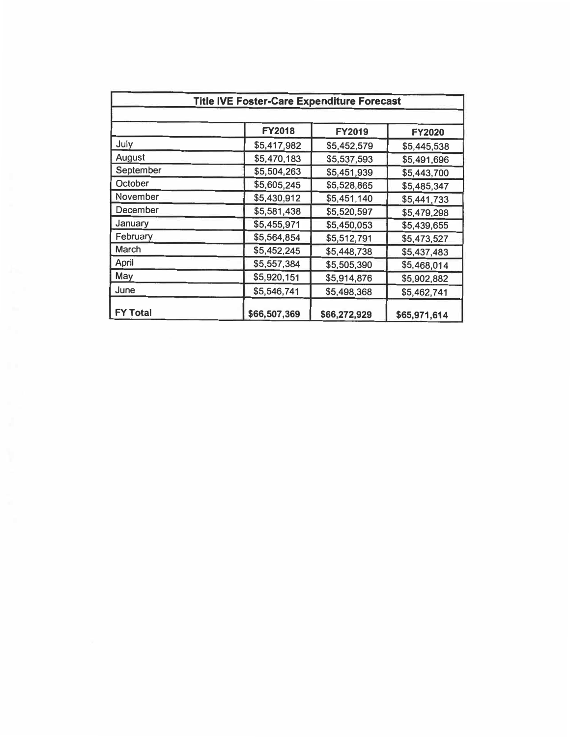| Title IVE Foster-Care Expenditure Forecast | | | |
|---|---|---|---|
| | **FY2018** | **FY2019** | **FY2020** |
| July | $5,417,982 | $5,452,579 | $5,445,538 |
| August | $5,470,183 | $5,537,593 | $5,491,696 |
| September | $5,504,263 | $5,451,939 | $5,443,700 |
| October | $5,605,245 | $5,528,865 | $5,485,347 |
| November | $5,430,912 | $5,451,140 | $5,441,733 |
| December | $5,581,438 | $5,520,597 | $5,479,298 |
| January | $5,455,971 | $5,450,053 | $5,439,655 |
| February | $5,564,854 | $5,512,791 | $5,473,527 |
| March | $5,452,245 | $5,448,738 | $5,437,483 |
| April | $5,557,384 | $5,505,390 | $5,468,014 |
| May | $5,920,151 | $5,914,876 | $5,902,882 |
| June | $5,546,741 | $5,498,368 | $5,462,741 |
| **FY Total** | **$66,507,369** | **$66,272,929** | **$65,971,614** |